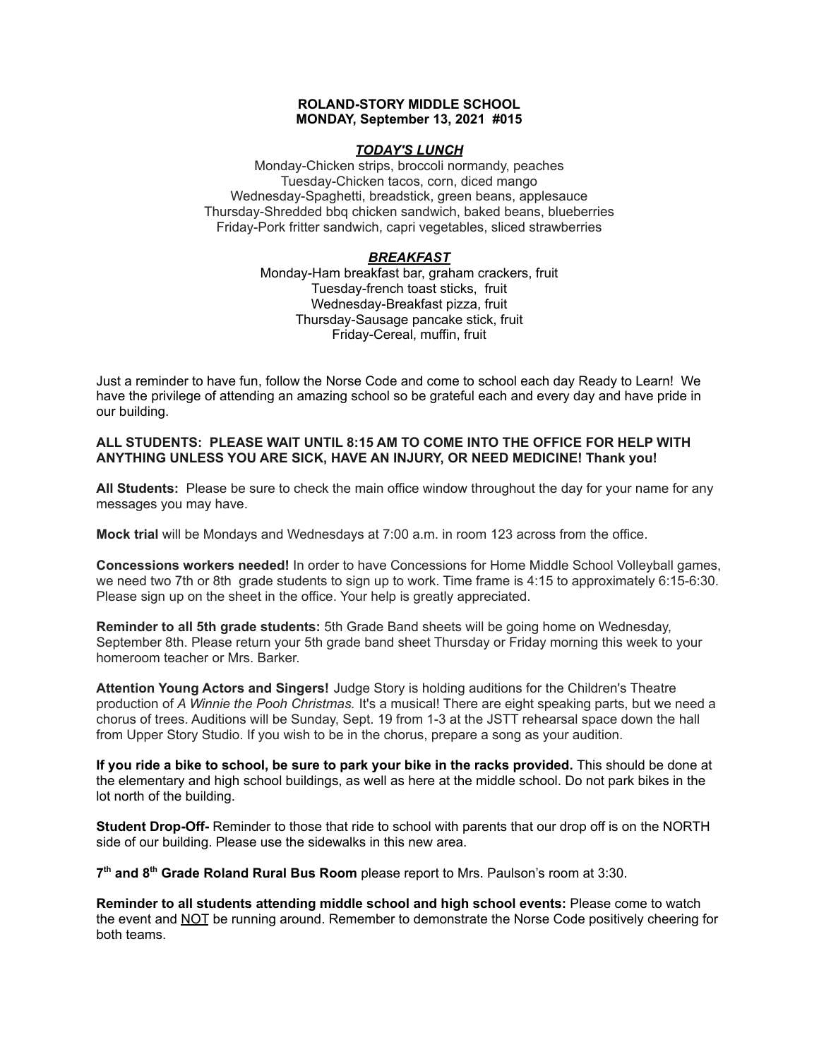# ROLAND-STORY MIDDLE SCHOOL
## MONDAY, September 13, 2021 #015

### ***TODAY'S LUNCH***

Monday-Chicken strips, broccoli normandy, peaches
Tuesday-Chicken tacos, corn, diced mango
Wednesday-Spaghetti, breadstick, green beans, applesauce
Thursday-Shredded bbq chicken sandwich, baked beans, blueberries
Friday-Pork fritter sandwich, capri vegetables, sliced strawberries

### ***BREAKFAST***

Monday-Ham breakfast bar, graham crackers, fruit
Tuesday-french toast sticks, fruit
Wednesday-Breakfast pizza, fruit
Thursday-Sausage pancake stick, fruit
Friday-Cereal, muffin, fruit

Just a reminder to have fun, follow the Norse Code and come to school each day Ready to Learn! We have the privilege of attending an amazing school so be grateful each and every day and have pride in our building.

**ALL STUDENTS: PLEASE WAIT UNTIL 8:15 AM TO COME INTO THE OFFICE FOR HELP WITH ANYTHING UNLESS YOU ARE SICK, HAVE AN INJURY, OR NEED MEDICINE! Thank you!**

**All Students:** Please be sure to check the main office window throughout the day for your name for any messages you may have.

**Mock trial** will be Mondays and Wednesdays at 7:00 a.m. in room 123 across from the office.

**Concessions workers needed!** In order to have Concessions for Home Middle School Volleyball games, we need two 7th or 8th grade students to sign up to work. Time frame is 4:15 to approximately 6:15-6:30. Please sign up on the sheet in the office. Your help is greatly appreciated.

**Reminder to all 5th grade students:** 5th Grade Band sheets will be going home on Wednesday, September 8th. Please return your 5th grade band sheet Thursday or Friday morning this week to your homeroom teacher or Mrs. Barker.

**Attention Young Actors and Singers!** Judge Story is holding auditions for the Children's Theatre production of *A Winnie the Pooh Christmas.* It's a musical! There are eight speaking parts, but we need a chorus of trees. Auditions will be Sunday, Sept. 19 from 1-3 at the JSTT rehearsal space down the hall from Upper Story Studio. If you wish to be in the chorus, prepare a song as your audition.

**If you ride a bike to school, be sure to park your bike in the racks provided.** This should be done at the elementary and high school buildings, as well as here at the middle school. Do not park bikes in the lot north of the building.

**Student Drop-Off-** Reminder to those that ride to school with parents that our drop off is on the NORTH side of our building. Please use the sidewalks in this new area.

**7th and 8th Grade Roland Rural Bus Room** please report to Mrs. Paulson's room at 3:30.

**Reminder to all students attending middle school and high school events:** Please come to watch the event and <u>NOT</u> be running around. Remember to demonstrate the Norse Code positively cheering for both teams.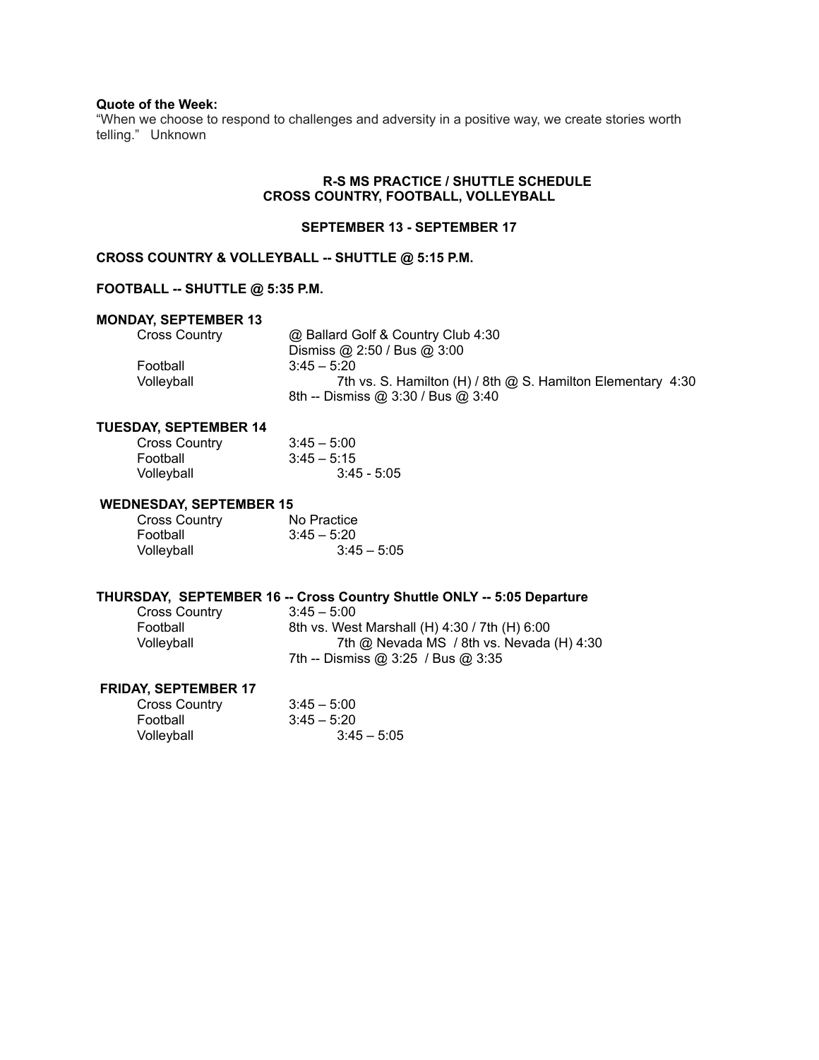**Quote of the Week:**
"When we choose to respond to challenges and adversity in a positive way, we create stories worth telling." Unknown

**R-S MS PRACTICE / SHUTTLE SCHEDULE**
**CROSS COUNTRY, FOOTBALL, VOLLEYBALL**

**SEPTEMBER 13 - SEPTEMBER 17**

**CROSS COUNTRY & VOLLEYBALL -- SHUTTLE @ 5:15 P.M.**

**FOOTBALL -- SHUTTLE @ 5:35 P.M.**

**MONDAY, SEPTEMBER 13**

| | |
|---|---|
| Cross Country | @ Ballard Golf & Country Club 4:30<br>Dismiss @ 2:50 / Bus @ 3:00 |
| Football | 3:45 – 5:20 |
| Volleyball | 7th vs. S. Hamilton (H) / 8th @ S. Hamilton Elementary 4:30<br>8th -- Dismiss @ 3:30 / Bus @ 3:40 |

**TUESDAY, SEPTEMBER 14**

| | |
|---|---|
| Cross Country | 3:45 – 5:00 |
| Football | 3:45 – 5:15 |
| Volleyball | 3:45 - 5:05 |

**WEDNESDAY, SEPTEMBER 15**

| | |
|---|---|
| Cross Country | No Practice |
| Football | 3:45 – 5:20 |
| Volleyball | 3:45 – 5:05 |

**THURSDAY, SEPTEMBER 16 -- Cross Country Shuttle ONLY -- 5:05 Departure**

| | |
|---|---|
| Cross Country | 3:45 – 5:00 |
| Football | 8th vs. West Marshall (H) 4:30 / 7th (H) 6:00 |
| Volleyball | 7th @ Nevada MS / 8th vs. Nevada (H) 4:30<br>7th -- Dismiss @ 3:25 / Bus @ 3:35 |

**FRIDAY, SEPTEMBER 17**

| | |
|---|---|
| Cross Country | 3:45 – 5:00 |
| Football | 3:45 – 5:20 |
| Volleyball | 3:45 – 5:05 |